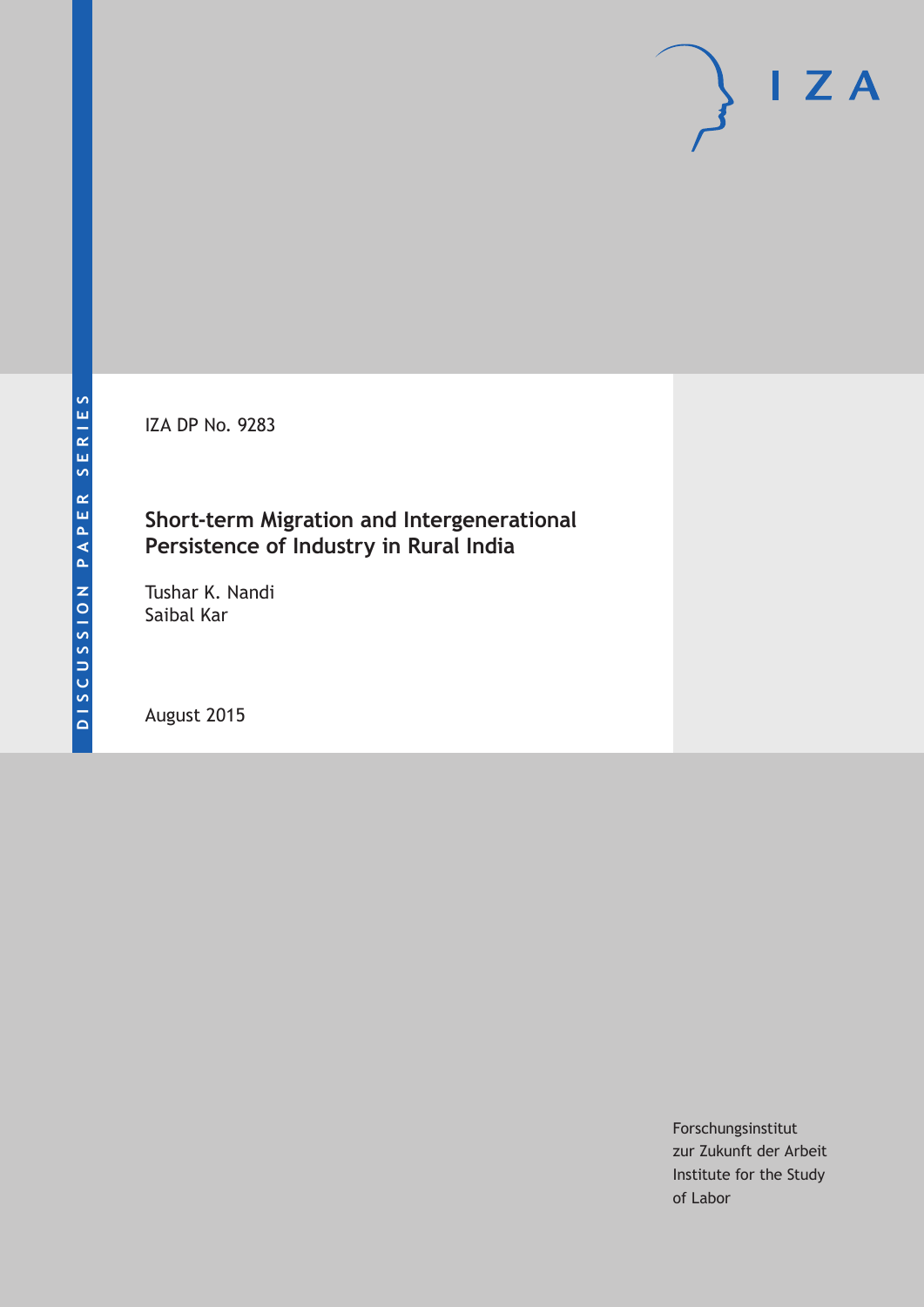IZA DP No. 9283

# Short-term Migration and Intergenerational Persistence of Industry in Rural India

Tushar K. Nandi
Saibal Kar

August 2015

Forschungsinstitut
zur Zukunft der Arbeit
Institute for the Study
of Labor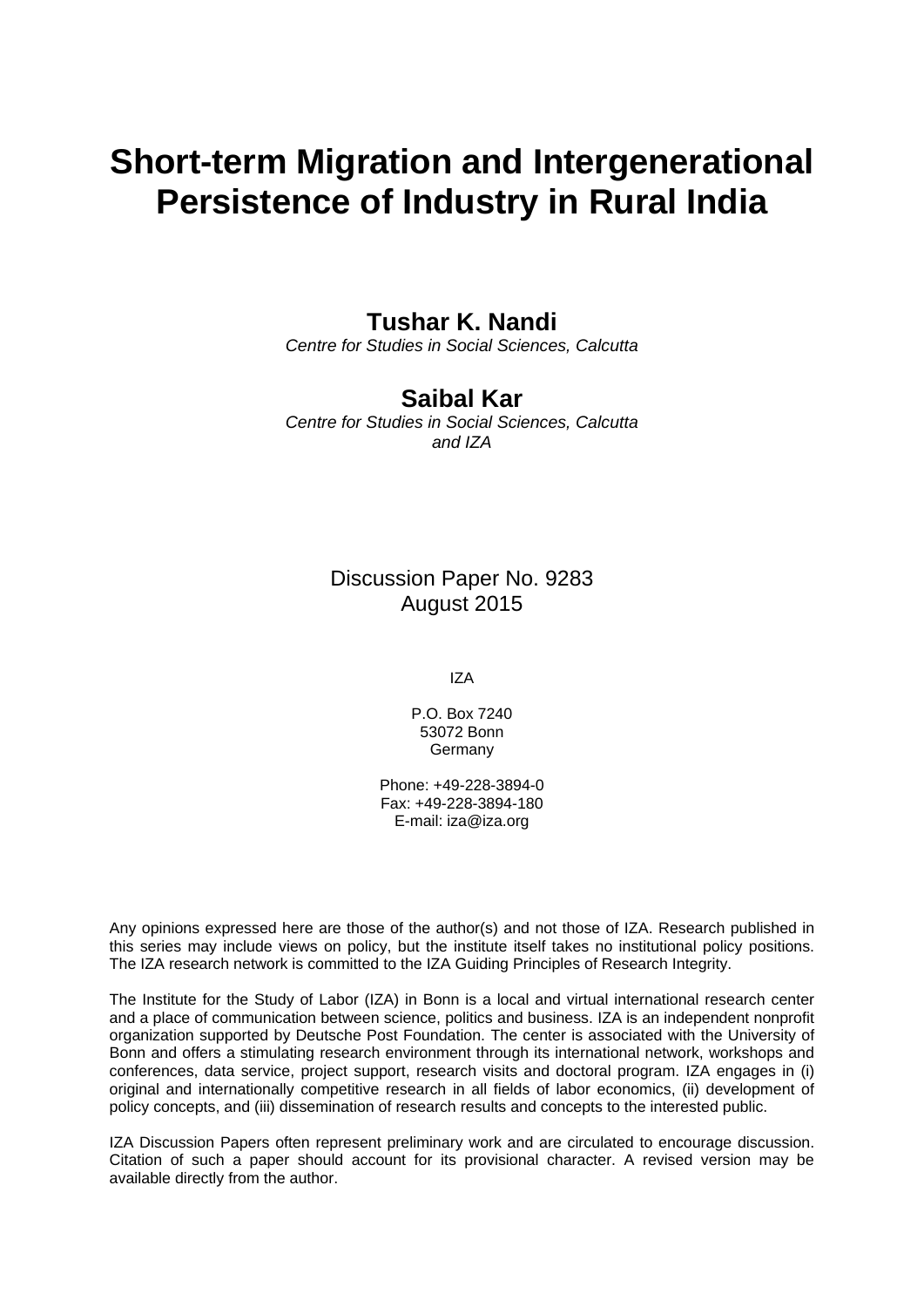# Short-term Migration and Intergenerational Persistence of Industry in Rural India

**Tushar K. Nandi**
*Centre for Studies in Social Sciences, Calcutta*

**Saibal Kar**
*Centre for Studies in Social Sciences, Calcutta and IZA*

Discussion Paper No. 9283
August 2015

IZA

P.O. Box 7240
53072 Bonn
Germany

Phone: +49-228-3894-0
Fax: +49-228-3894-180
E-mail: iza@iza.org

Any opinions expressed here are those of the author(s) and not those of IZA. Research published in this series may include views on policy, but the institute itself takes no institutional policy positions. The IZA research network is committed to the IZA Guiding Principles of Research Integrity.

The Institute for the Study of Labor (IZA) in Bonn is a local and virtual international research center and a place of communication between science, politics and business. IZA is an independent nonprofit organization supported by Deutsche Post Foundation. The center is associated with the University of Bonn and offers a stimulating research environment through its international network, workshops and conferences, data service, project support, research visits and doctoral program. IZA engages in (i) original and internationally competitive research in all fields of labor economics, (ii) development of policy concepts, and (iii) dissemination of research results and concepts to the interested public.

IZA Discussion Papers often represent preliminary work and are circulated to encourage discussion. Citation of such a paper should account for its provisional character. A revised version may be available directly from the author.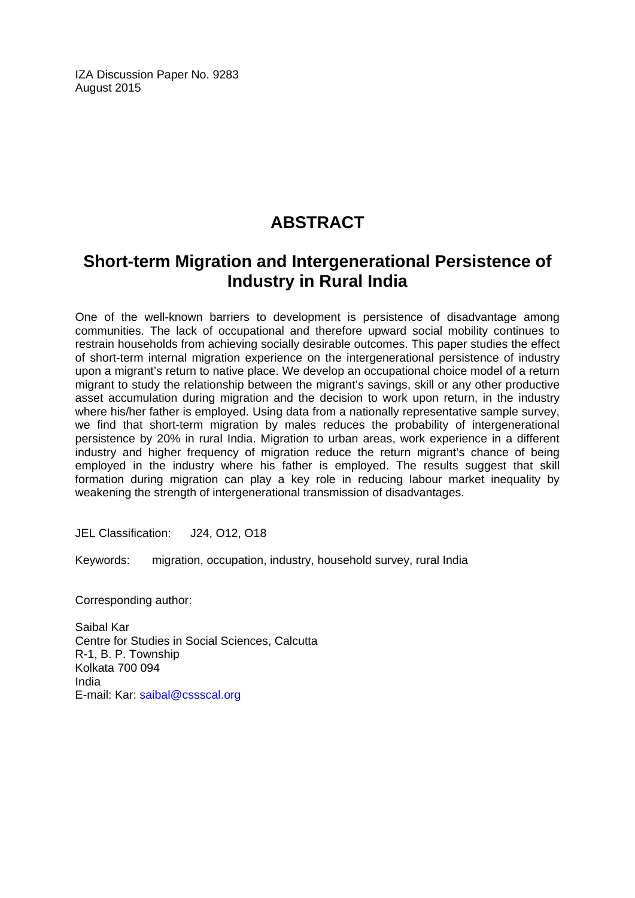IZA Discussion Paper No. 9283
August 2015

# ABSTRACT

## Short-term Migration and Intergenerational Persistence of Industry in Rural India

One of the well-known barriers to development is persistence of disadvantage among communities. The lack of occupational and therefore upward social mobility continues to restrain households from achieving socially desirable outcomes. This paper studies the effect of short-term internal migration experience on the intergenerational persistence of industry upon a migrant's return to native place. We develop an occupational choice model of a return migrant to study the relationship between the migrant's savings, skill or any other productive asset accumulation during migration and the decision to work upon return, in the industry where his/her father is employed. Using data from a nationally representative sample survey, we find that short-term migration by males reduces the probability of intergenerational persistence by 20% in rural India. Migration to urban areas, work experience in a different industry and higher frequency of migration reduce the return migrant's chance of being employed in the industry where his father is employed. The results suggest that skill formation during migration can play a key role in reducing labour market inequality by weakening the strength of intergenerational transmission of disadvantages.

JEL Classification: J24, O12, O18

Keywords: migration, occupation, industry, household survey, rural India

Corresponding author:

Saibal Kar
Centre for Studies in Social Sciences, Calcutta
R-1, B. P. Township
Kolkata 700 094
India
E-mail: Kar: saibal@cssscal.org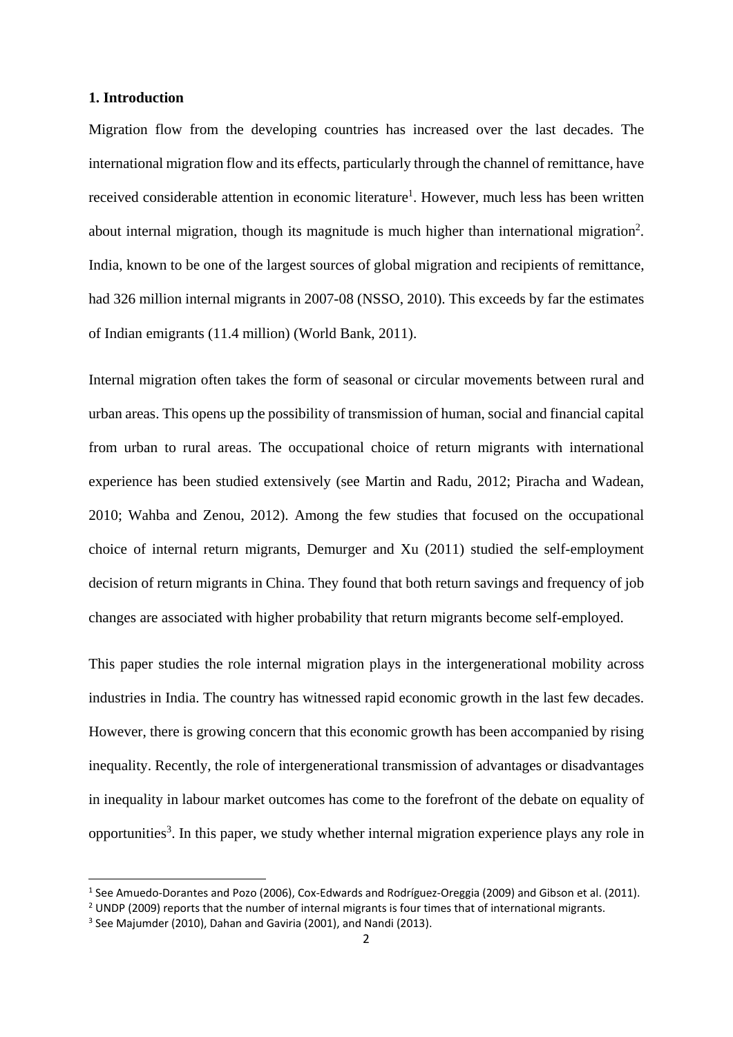## 1. Introduction

Migration flow from the developing countries has increased over the last decades. The international migration flow and its effects, particularly through the channel of remittance, have received considerable attention in economic literature[1]. However, much less has been written about internal migration, though its magnitude is much higher than international migration[2]. India, known to be one of the largest sources of global migration and recipients of remittance, had 326 million internal migrants in 2007-08 (NSSO, 2010). This exceeds by far the estimates of Indian emigrants (11.4 million) (World Bank, 2011).

Internal migration often takes the form of seasonal or circular movements between rural and urban areas. This opens up the possibility of transmission of human, social and financial capital from urban to rural areas. The occupational choice of return migrants with international experience has been studied extensively (see Martin and Radu, 2012; Piracha and Wadean, 2010; Wahba and Zenou, 2012). Among the few studies that focused on the occupational choice of internal return migrants, Demurger and Xu (2011) studied the self-employment decision of return migrants in China. They found that both return savings and frequency of job changes are associated with higher probability that return migrants become self-employed.

This paper studies the role internal migration plays in the intergenerational mobility across industries in India. The country has witnessed rapid economic growth in the last few decades. However, there is growing concern that this economic growth has been accompanied by rising inequality. Recently, the role of intergenerational transmission of advantages or disadvantages in inequality in labour market outcomes has come to the forefront of the debate on equality of opportunities[3]. In this paper, we study whether internal migration experience plays any role in

[1] See Amuedo-Dorantes and Pozo (2006), Cox-Edwards and Rodríguez-Oreggia (2009) and Gibson et al. (2011).

[2] UNDP (2009) reports that the number of internal migrants is four times that of international migrants.

[3] See Majumder (2010), Dahan and Gaviria (2001), and Nandi (2013).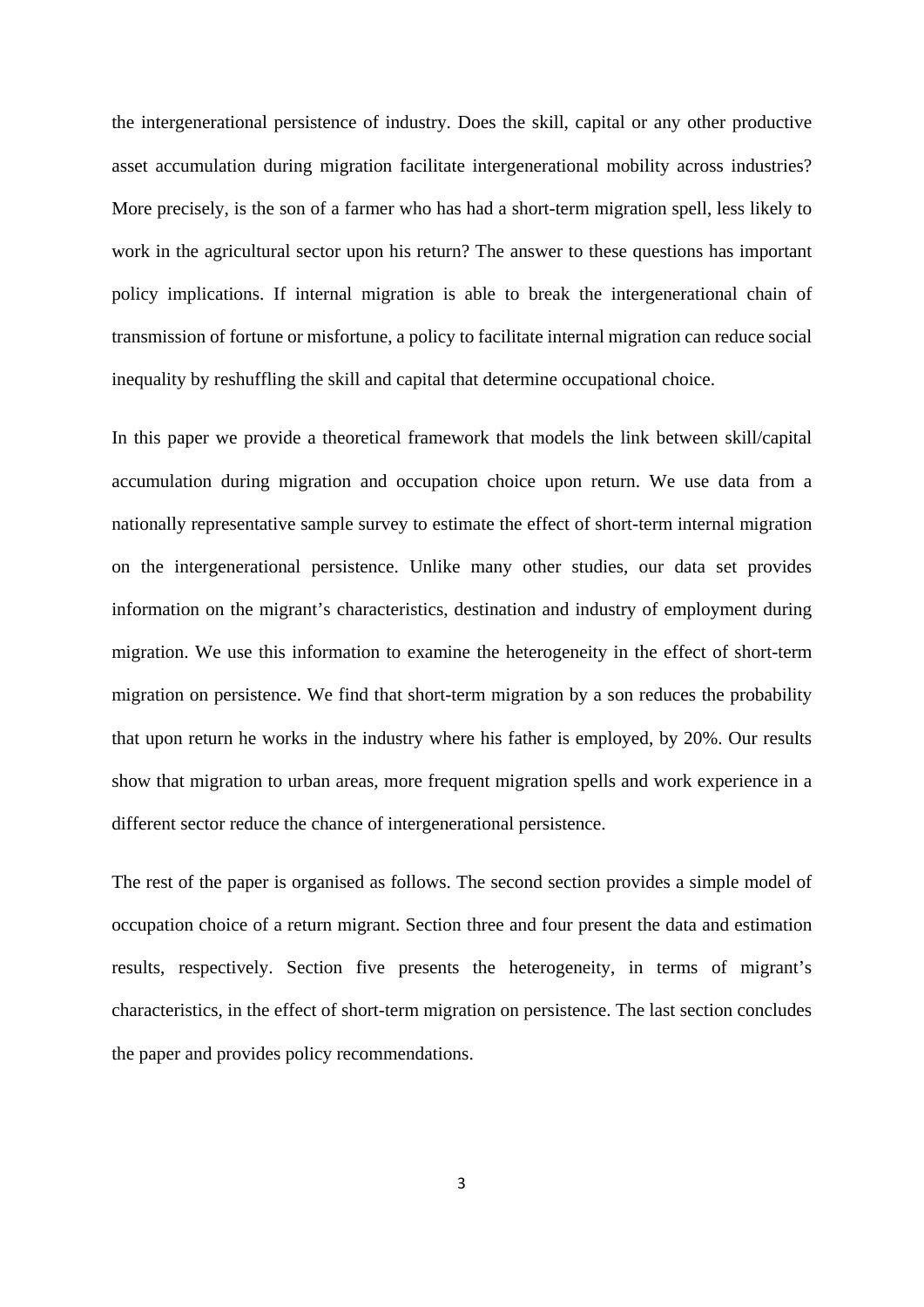the intergenerational persistence of industry. Does the skill, capital or any other productive asset accumulation during migration facilitate intergenerational mobility across industries? More precisely, is the son of a farmer who has had a short-term migration spell, less likely to work in the agricultural sector upon his return? The answer to these questions has important policy implications. If internal migration is able to break the intergenerational chain of transmission of fortune or misfortune, a policy to facilitate internal migration can reduce social inequality by reshuffling the skill and capital that determine occupational choice.

In this paper we provide a theoretical framework that models the link between skill/capital accumulation during migration and occupation choice upon return. We use data from a nationally representative sample survey to estimate the effect of short-term internal migration on the intergenerational persistence. Unlike many other studies, our data set provides information on the migrant's characteristics, destination and industry of employment during migration. We use this information to examine the heterogeneity in the effect of short-term migration on persistence. We find that short-term migration by a son reduces the probability that upon return he works in the industry where his father is employed, by 20%. Our results show that migration to urban areas, more frequent migration spells and work experience in a different sector reduce the chance of intergenerational persistence.

The rest of the paper is organised as follows. The second section provides a simple model of occupation choice of a return migrant. Section three and four present the data and estimation results, respectively. Section five presents the heterogeneity, in terms of migrant's characteristics, in the effect of short-term migration on persistence. The last section concludes the paper and provides policy recommendations.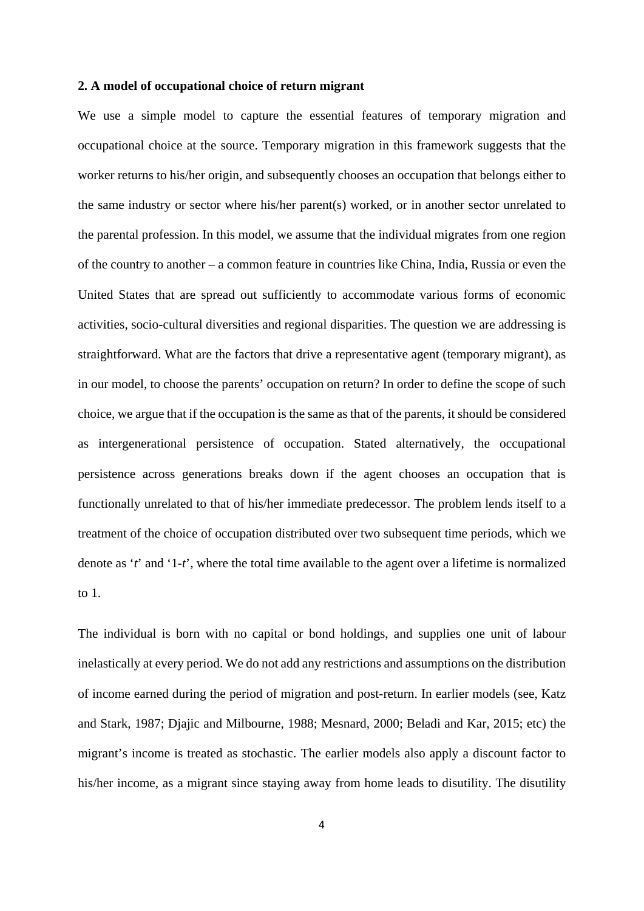## 2. A model of occupational choice of return migrant

We use a simple model to capture the essential features of temporary migration and occupational choice at the source. Temporary migration in this framework suggests that the worker returns to his/her origin, and subsequently chooses an occupation that belongs either to the same industry or sector where his/her parent(s) worked, or in another sector unrelated to the parental profession. In this model, we assume that the individual migrates from one region of the country to another – a common feature in countries like China, India, Russia or even the United States that are spread out sufficiently to accommodate various forms of economic activities, socio-cultural diversities and regional disparities. The question we are addressing is straightforward. What are the factors that drive a representative agent (temporary migrant), as in our model, to choose the parents' occupation on return? In order to define the scope of such choice, we argue that if the occupation is the same as that of the parents, it should be considered as intergenerational persistence of occupation. Stated alternatively, the occupational persistence across generations breaks down if the agent chooses an occupation that is functionally unrelated to that of his/her immediate predecessor. The problem lends itself to a treatment of the choice of occupation distributed over two subsequent time periods, which we denote as '$t$' and '$1-t$', where the total time available to the agent over a lifetime is normalized to 1.

The individual is born with no capital or bond holdings, and supplies one unit of labour inelastically at every period. We do not add any restrictions and assumptions on the distribution of income earned during the period of migration and post-return. In earlier models (see, Katz and Stark, 1987; Djajic and Milbourne, 1988; Mesnard, 2000; Beladi and Kar, 2015; etc) the migrant's income is treated as stochastic. The earlier models also apply a discount factor to his/her income, as a migrant since staying away from home leads to disutility. The disutility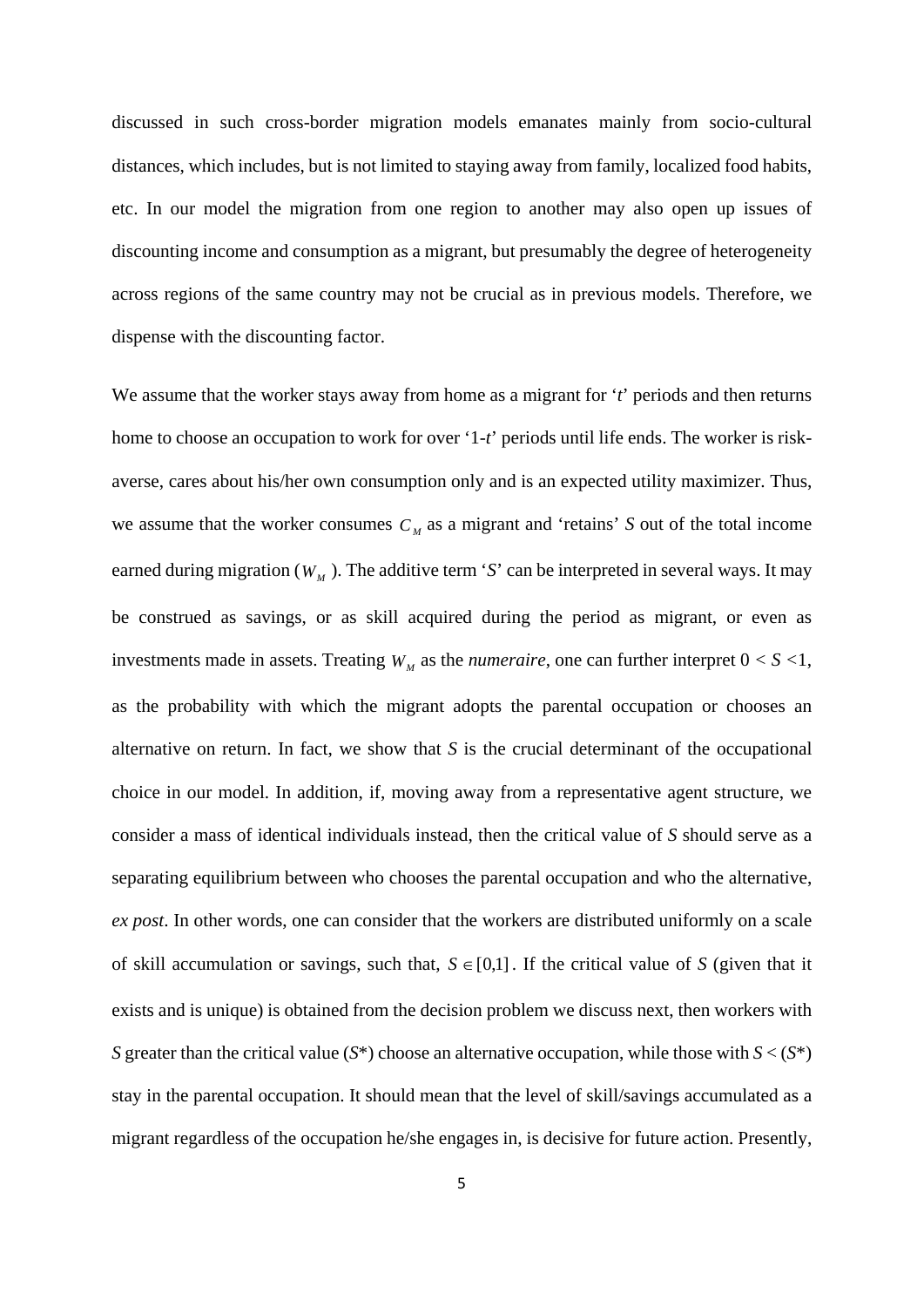discussed in such cross-border migration models emanates mainly from socio-cultural distances, which includes, but is not limited to staying away from family, localized food habits, etc. In our model the migration from one region to another may also open up issues of discounting income and consumption as a migrant, but presumably the degree of heterogeneity across regions of the same country may not be crucial as in previous models. Therefore, we dispense with the discounting factor.

We assume that the worker stays away from home as a migrant for '*t*' periods and then returns home to choose an occupation to work for over '1-*t*' periods until life ends. The worker is risk-averse, cares about his/her own consumption only and is an expected utility maximizer. Thus, we assume that the worker consumes $C_M$ as a migrant and 'retains' *S* out of the total income earned during migration ($W_M$). The additive term '*S*' can be interpreted in several ways. It may be construed as savings, or as skill acquired during the period as migrant, or even as investments made in assets. Treating $W_M$ as the *numeraire*, one can further interpret $0 < S < 1$, as the probability with which the migrant adopts the parental occupation or chooses an alternative on return. In fact, we show that *S* is the crucial determinant of the occupational choice in our model. In addition, if, moving away from a representative agent structure, we consider a mass of identical individuals instead, then the critical value of *S* should serve as a separating equilibrium between who chooses the parental occupation and who the alternative, *ex post*. In other words, one can consider that the workers are distributed uniformly on a scale of skill accumulation or savings, such that, $S \in [0,1]$. If the critical value of *S* (given that it exists and is unique) is obtained from the decision problem we discuss next, then workers with *S* greater than the critical value ($S^*$) choose an alternative occupation, while those with $S < (S^*)$ stay in the parental occupation. It should mean that the level of skill/savings accumulated as a migrant regardless of the occupation he/she engages in, is decisive for future action. Presently,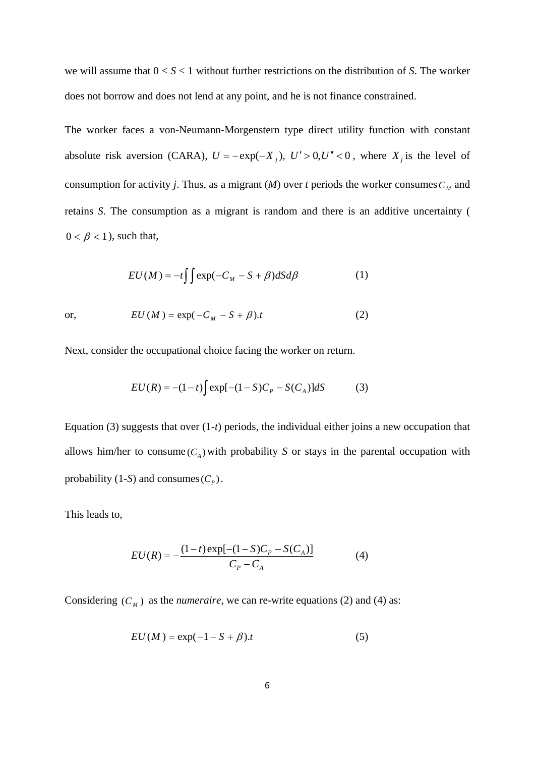we will assume that $0 < S < 1$ without further restrictions on the distribution of $S$. The worker does not borrow and does not lend at any point, and he is not finance constrained.

The worker faces a von-Neumann-Morgenstern type direct utility function with constant absolute risk aversion (CARA), $U = -\exp(-X_j)$, $U' > 0, U'' < 0$, where $X_j$ is the level of consumption for activity $j$. Thus, as a migrant ($M$) over $t$ periods the worker consumes $C_M$ and retains $S$. The consumption as a migrant is random and there is an additive uncertainty ( $0 < \beta < 1$), such that,

$$EU(M) = -t\int\int \exp(-C_M - S + \beta)dSd\beta \qquad (1)$$

or,

$$EU(M) = \exp(-C_M - S + \beta).t \qquad (2)$$

Next, consider the occupational choice facing the worker on return.

$$EU(R) = -(1-t)\int \exp[-(1-S)C_P - S(C_A)]dS \qquad (3)$$

Equation (3) suggests that over (1-$t$) periods, the individual either joins a new occupation that allows him/her to consume $(C_A)$ with probability $S$ or stays in the parental occupation with probability (1-$S$) and consumes $(C_P)$.

This leads to,

$$EU(R) = -\frac{(1-t)\exp[-(1-S)C_P - S(C_A)]}{C_P - C_A} \qquad (4)$$

Considering $(C_M)$ as the *numeraire*, we can re-write equations (2) and (4) as:

$$EU(M) = \exp(-1 - S + \beta).t \qquad (5)$$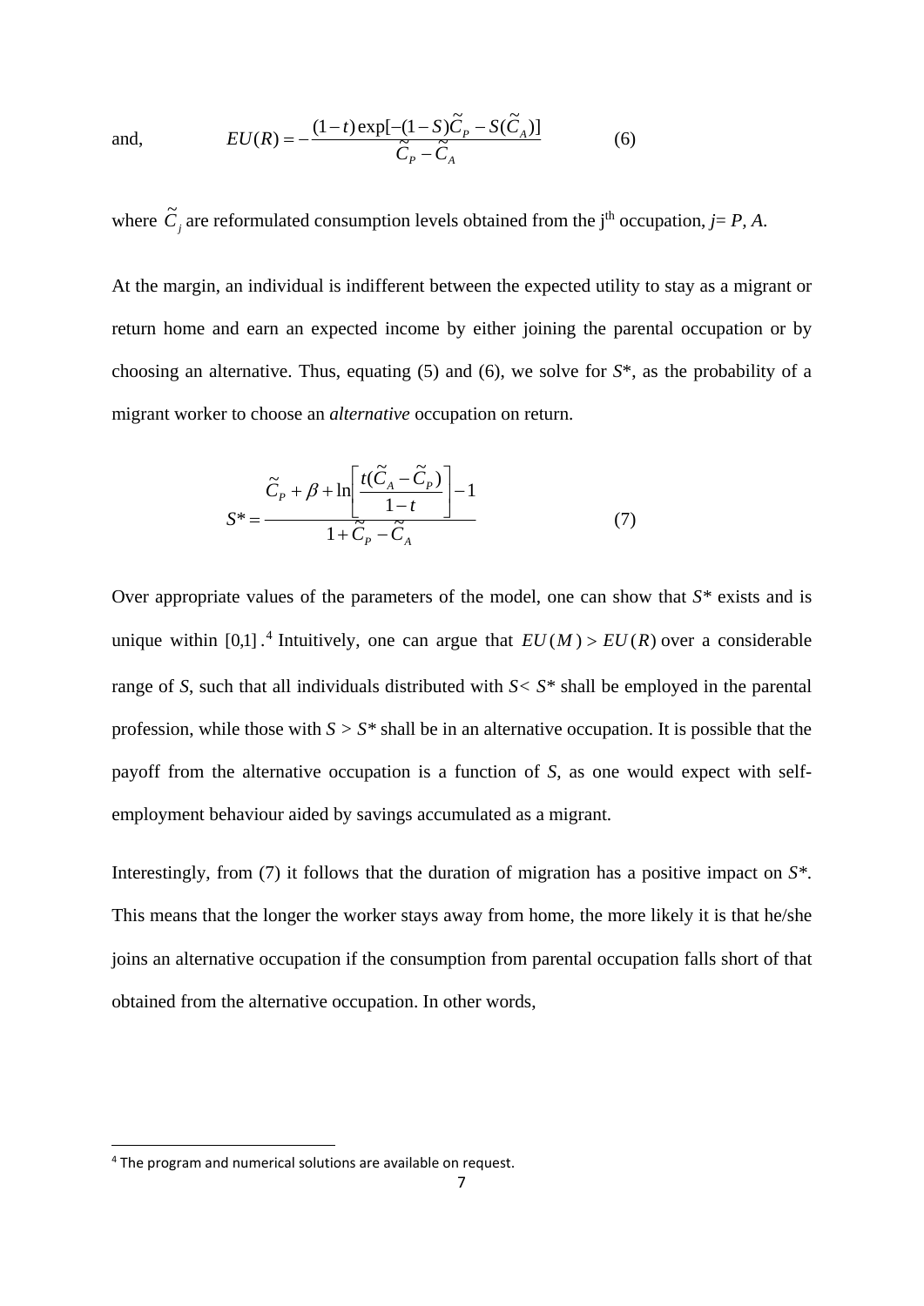and, $$EU(R) = -\frac{(1-t)\exp[-(1-S)\tilde{C}_P - S(\tilde{C}_A)]}{\tilde{C}_P - \tilde{C}_A} \qquad (6)$$

where $\tilde{C}_j$ are reformulated consumption levels obtained from the j[th] occupation, $j= P, A$.

At the margin, an individual is indifferent between the expected utility to stay as a migrant or return home and earn an expected income by either joining the parental occupation or by choosing an alternative. Thus, equating (5) and (6), we solve for $S^*$, as the probability of a migrant worker to choose an *alternative* occupation on return.

$$S^* = \frac{\tilde{C}_P + \beta + \ln\left[\frac{t(\tilde{C}_A - \tilde{C}_P)}{1-t}\right] - 1}{1 + \tilde{C}_P - \tilde{C}_A} \qquad (7)$$

Over appropriate values of the parameters of the model, one can show that $S^*$ exists and is unique within $[0,1]$.[4] Intuitively, one can argue that $EU(M) > EU(R)$ over a considerable range of $S$, such that all individuals distributed with $S < S^*$ shall be employed in the parental profession, while those with $S > S^*$ shall be in an alternative occupation. It is possible that the payoff from the alternative occupation is a function of $S$, as one would expect with self-employment behaviour aided by savings accumulated as a migrant.

Interestingly, from (7) it follows that the duration of migration has a positive impact on $S^*$. This means that the longer the worker stays away from home, the more likely it is that he/she joins an alternative occupation if the consumption from parental occupation falls short of that obtained from the alternative occupation. In other words,

[4] The program and numerical solutions are available on request.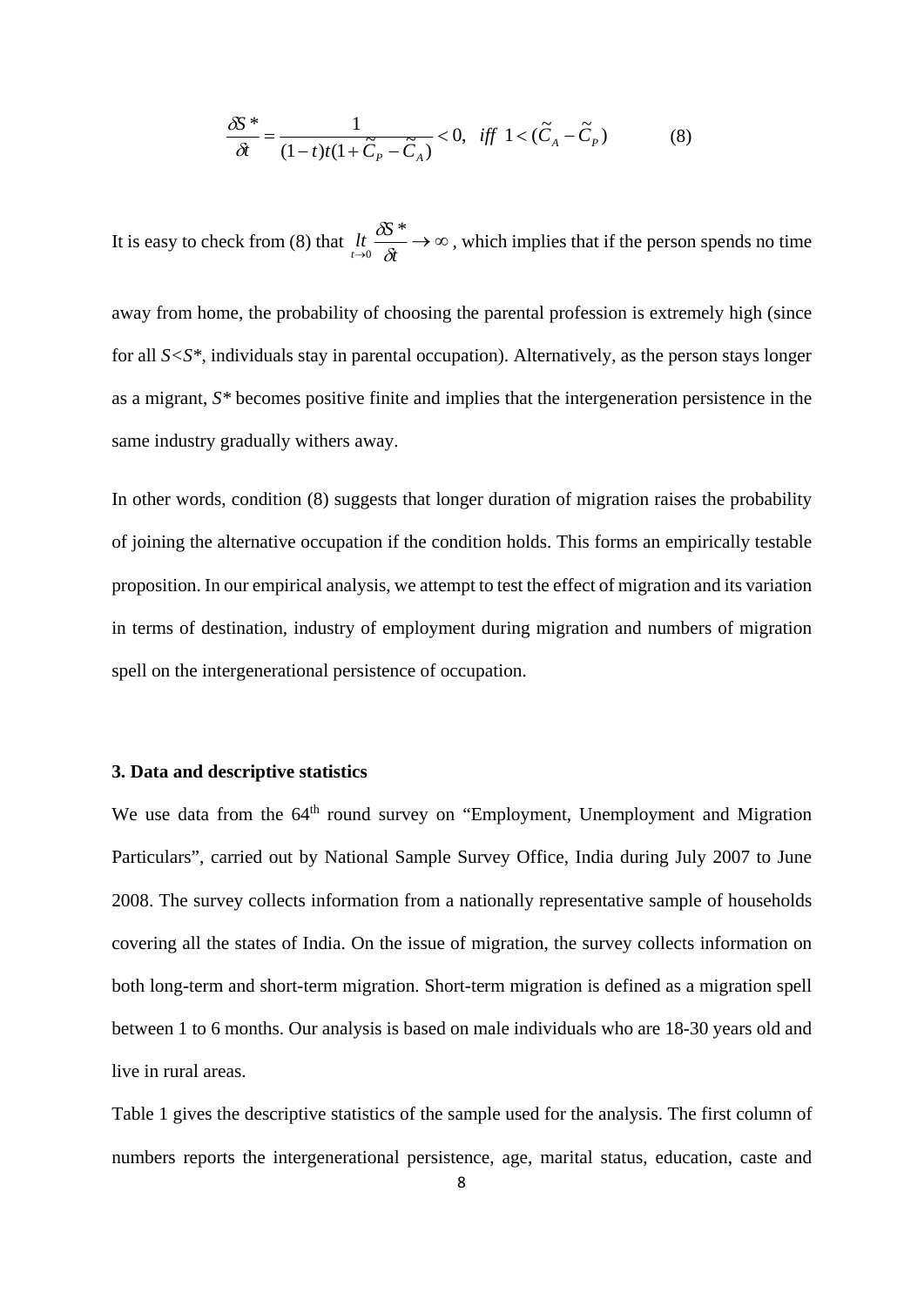$$\frac{\delta S^*}{\delta t} = \frac{1}{(1-t)t(1+\widetilde{C}_P - \widetilde{C}_A)} < 0, \quad iff \;\; 1 < (\widetilde{C}_A - \widetilde{C}_P) \qquad (8)$$

It is easy to check from (8) that $\underset{t \to 0}{lt} \frac{\delta S^*}{\delta t} \to \infty$, which implies that if the person spends no time away from home, the probability of choosing the parental profession is extremely high (since for all *S<S**, individuals stay in parental occupation). Alternatively, as the person stays longer as a migrant, *S** becomes positive finite and implies that the intergeneration persistence in the same industry gradually withers away.

In other words, condition (8) suggests that longer duration of migration raises the probability of joining the alternative occupation if the condition holds. This forms an empirically testable proposition. In our empirical analysis, we attempt to test the effect of migration and its variation in terms of destination, industry of employment during migration and numbers of migration spell on the intergenerational persistence of occupation.

### 3. Data and descriptive statistics

We use data from the 64th round survey on "Employment, Unemployment and Migration Particulars", carried out by National Sample Survey Office, India during July 2007 to June 2008. The survey collects information from a nationally representative sample of households covering all the states of India. On the issue of migration, the survey collects information on both long-term and short-term migration. Short-term migration is defined as a migration spell between 1 to 6 months. Our analysis is based on male individuals who are 18-30 years old and live in rural areas.

Table 1 gives the descriptive statistics of the sample used for the analysis. The first column of numbers reports the intergenerational persistence, age, marital status, education, caste and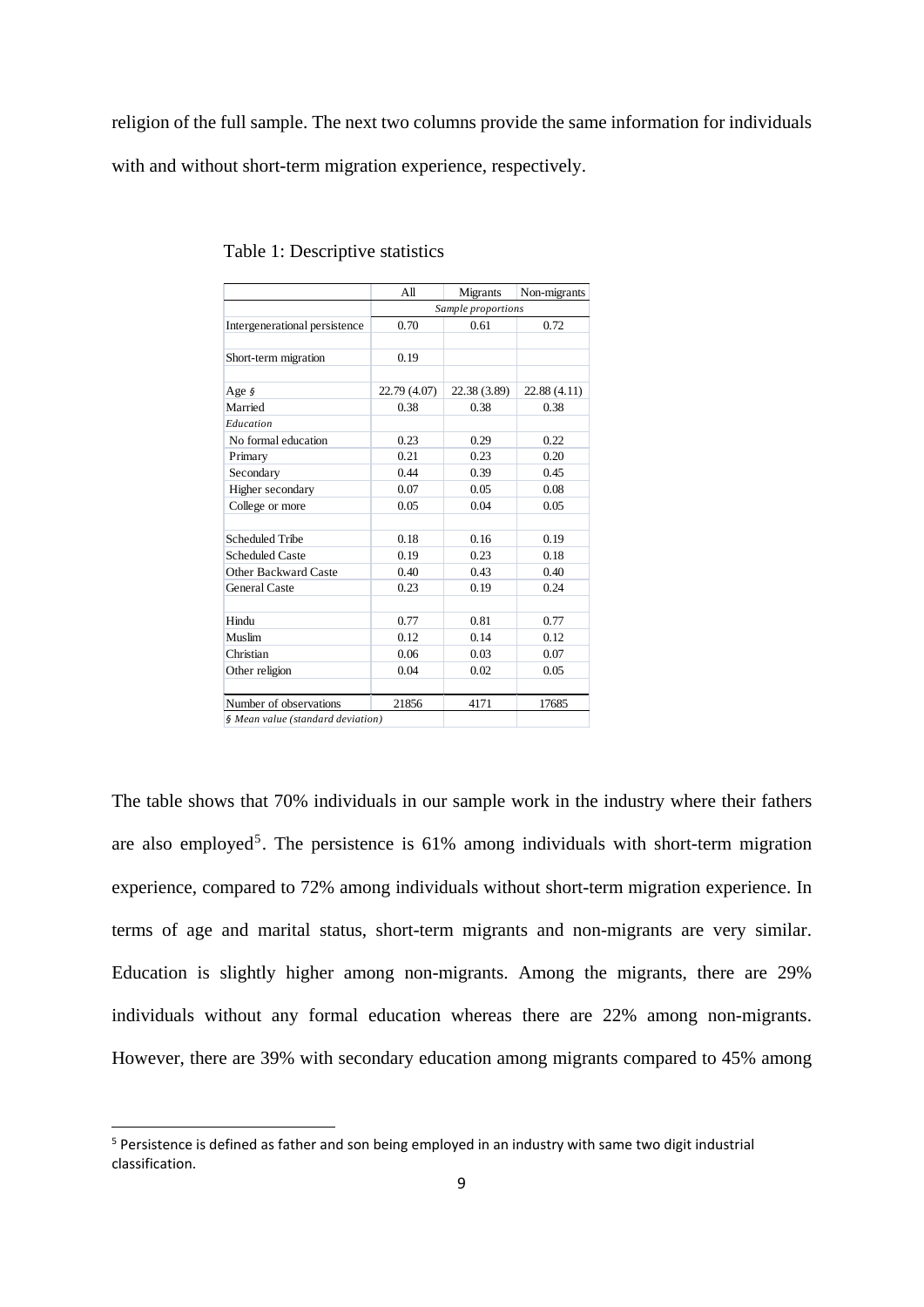religion of the full sample. The next two columns provide the same information for individuals with and without short-term migration experience, respectively.

Table 1: Descriptive statistics

| | All | Migrants | Non-migrants |
|---|---|---|---|
| | *Sample proportions* | | |
| Intergenerational persistence | 0.70 | 0.61 | 0.72 |
| | | | |
| Short-term migration | 0.19 | | |
| | | | |
| Age § | 22.79 (4.07) | 22.38 (3.89) | 22.88 (4.11) |
| Married | 0.38 | 0.38 | 0.38 |
| *Education* | | | |
| No formal education | 0.23 | 0.29 | 0.22 |
| Primary | 0.21 | 0.23 | 0.20 |
| Secondary | 0.44 | 0.39 | 0.45 |
| Higher secondary | 0.07 | 0.05 | 0.08 |
| College or more | 0.05 | 0.04 | 0.05 |
| | | | |
| Scheduled Tribe | 0.18 | 0.16 | 0.19 |
| Scheduled Caste | 0.19 | 0.23 | 0.18 |
| Other Backward Caste | 0.40 | 0.43 | 0.40 |
| General Caste | 0.23 | 0.19 | 0.24 |
| | | | |
| Hindu | 0.77 | 0.81 | 0.77 |
| Muslim | 0.12 | 0.14 | 0.12 |
| Christian | 0.06 | 0.03 | 0.07 |
| Other religion | 0.04 | 0.02 | 0.05 |
| | | | |
| Number of observations | 21856 | 4171 | 17685 |
| *§ Mean value (standard deviation)* | | | |

The table shows that 70% individuals in our sample work in the industry where their fathers are also employed[5]. The persistence is 61% among individuals with short-term migration experience, compared to 72% among individuals without short-term migration experience. In terms of age and marital status, short-term migrants and non-migrants are very similar. Education is slightly higher among non-migrants. Among the migrants, there are 29% individuals without any formal education whereas there are 22% among non-migrants. However, there are 39% with secondary education among migrants compared to 45% among

[5] Persistence is defined as father and son being employed in an industry with same two digit industrial classification.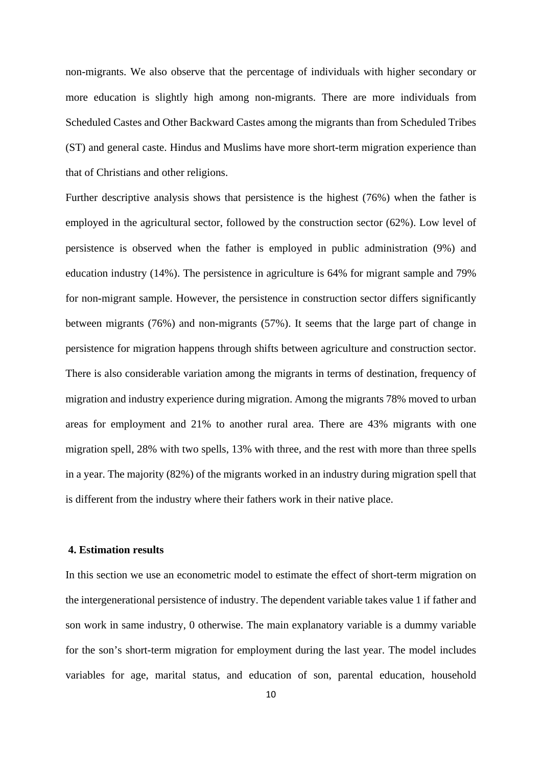non-migrants. We also observe that the percentage of individuals with higher secondary or more education is slightly high among non-migrants. There are more individuals from Scheduled Castes and Other Backward Castes among the migrants than from Scheduled Tribes (ST) and general caste. Hindus and Muslims have more short-term migration experience than that of Christians and other religions.

Further descriptive analysis shows that persistence is the highest (76%) when the father is employed in the agricultural sector, followed by the construction sector (62%). Low level of persistence is observed when the father is employed in public administration (9%) and education industry (14%). The persistence in agriculture is 64% for migrant sample and 79% for non-migrant sample. However, the persistence in construction sector differs significantly between migrants (76%) and non-migrants (57%). It seems that the large part of change in persistence for migration happens through shifts between agriculture and construction sector. There is also considerable variation among the migrants in terms of destination, frequency of migration and industry experience during migration. Among the migrants 78% moved to urban areas for employment and 21% to another rural area. There are 43% migrants with one migration spell, 28% with two spells, 13% with three, and the rest with more than three spells in a year. The majority (82%) of the migrants worked in an industry during migration spell that is different from the industry where their fathers work in their native place.

## 4. Estimation results

In this section we use an econometric model to estimate the effect of short-term migration on the intergenerational persistence of industry. The dependent variable takes value 1 if father and son work in same industry, 0 otherwise. The main explanatory variable is a dummy variable for the son's short-term migration for employment during the last year. The model includes variables for age, marital status, and education of son, parental education, household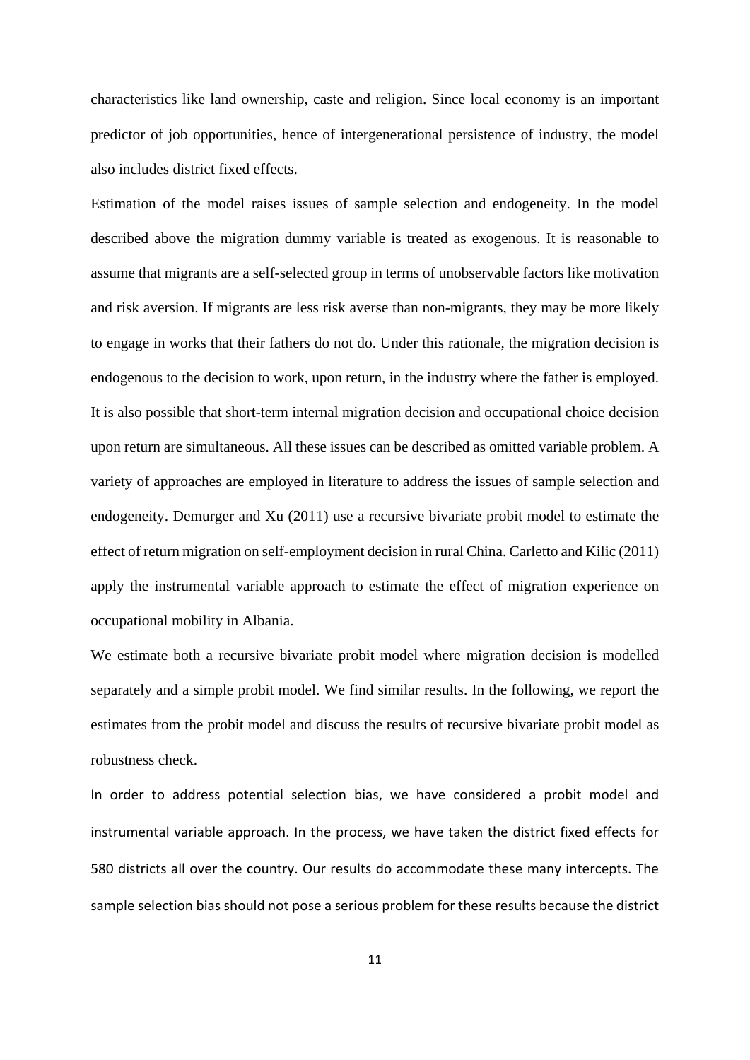characteristics like land ownership, caste and religion. Since local economy is an important predictor of job opportunities, hence of intergenerational persistence of industry, the model also includes district fixed effects.

Estimation of the model raises issues of sample selection and endogeneity. In the model described above the migration dummy variable is treated as exogenous. It is reasonable to assume that migrants are a self-selected group in terms of unobservable factors like motivation and risk aversion. If migrants are less risk averse than non-migrants, they may be more likely to engage in works that their fathers do not do. Under this rationale, the migration decision is endogenous to the decision to work, upon return, in the industry where the father is employed. It is also possible that short-term internal migration decision and occupational choice decision upon return are simultaneous. All these issues can be described as omitted variable problem. A variety of approaches are employed in literature to address the issues of sample selection and endogeneity. Demurger and Xu (2011) use a recursive bivariate probit model to estimate the effect of return migration on self-employment decision in rural China. Carletto and Kilic (2011) apply the instrumental variable approach to estimate the effect of migration experience on occupational mobility in Albania.

We estimate both a recursive bivariate probit model where migration decision is modelled separately and a simple probit model. We find similar results. In the following, we report the estimates from the probit model and discuss the results of recursive bivariate probit model as robustness check.

In order to address potential selection bias, we have considered a probit model and instrumental variable approach. In the process, we have taken the district fixed effects for 580 districts all over the country. Our results do accommodate these many intercepts. The sample selection bias should not pose a serious problem for these results because the district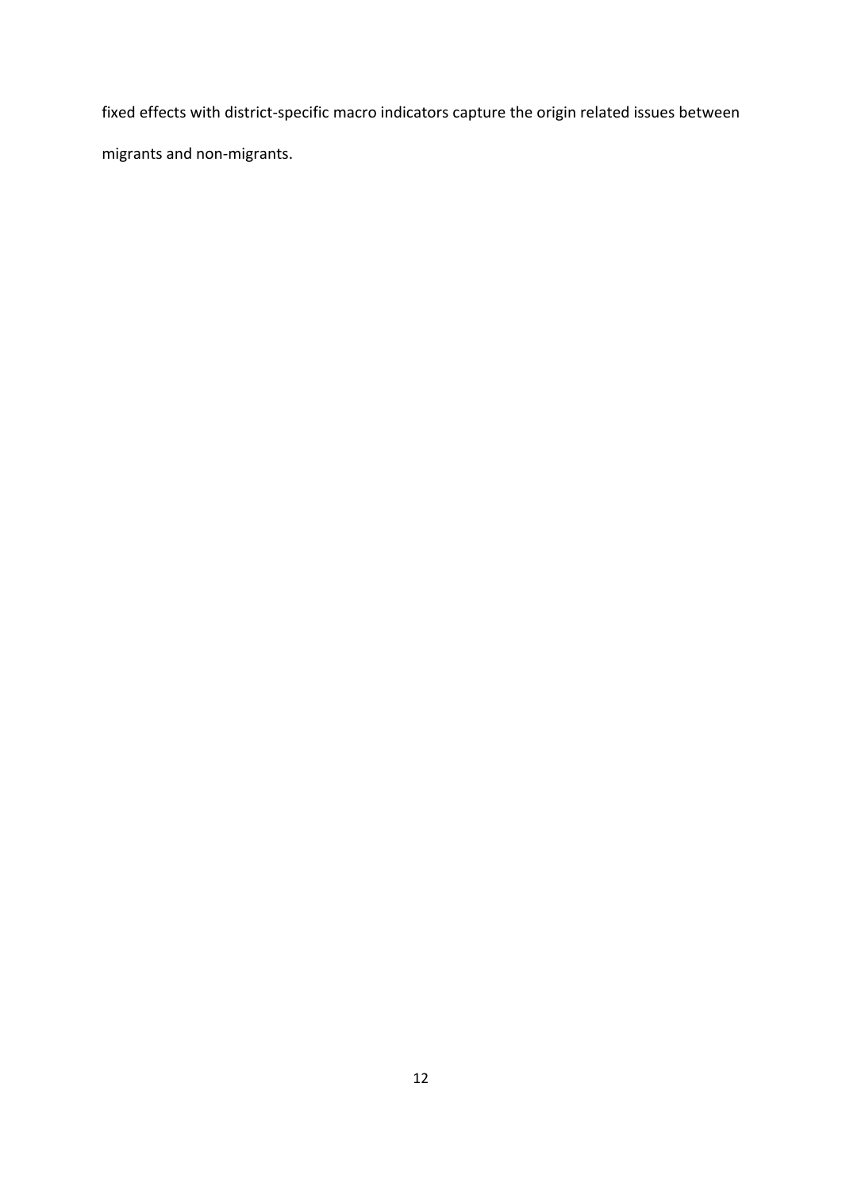fixed effects with district-specific macro indicators capture the origin related issues between migrants and non-migrants.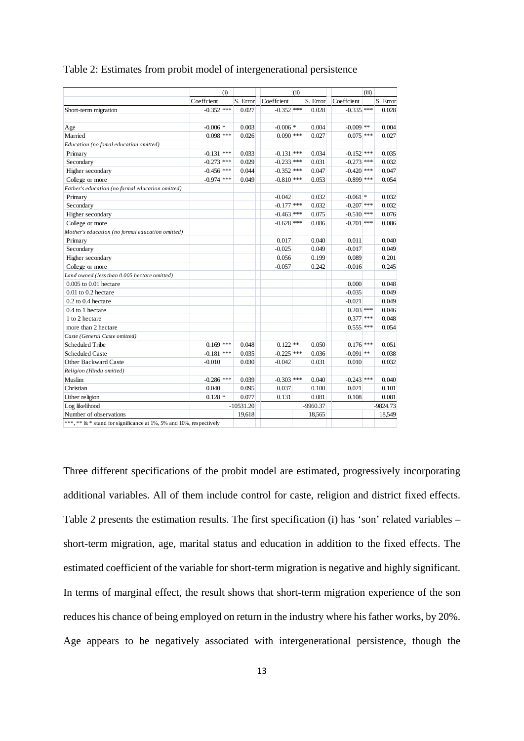Table 2: Estimates from probit model of intergenerational persistence

| | (i) | | | (ii) | | | (iii) | | |
|---|---|---|---|---|---|---|---|---|---|
| | Coeffcient | | S. Error | Coeffcient | | S. Error | Coeffcient | | S. Error |
| Short-term migration | -0.352 | *** | 0.027 | -0.352 | *** | 0.028 | -0.335 | *** | 0.028 |
| | | | | | | | | | |
| Age | -0.006 | * | 0.003 | -0.006 | * | 0.004 | -0.009 | ** | 0.004 |
| Married | 0.098 | *** | 0.026 | 0.090 | *** | 0.027 | 0.075 | *** | 0.027 |
| *Education (no fomal education omitted)* | | | | | | | | | |
| Primary | -0.131 | *** | 0.033 | -0.131 | *** | 0.034 | -0.152 | *** | 0.035 |
| Secondary | -0.273 | *** | 0.029 | -0.233 | *** | 0.031 | -0.273 | *** | 0.032 |
| Higher secondary | -0.456 | *** | 0.044 | -0.352 | *** | 0.047 | -0.420 | *** | 0.047 |
| College or more | -0.974 | *** | 0.049 | -0.810 | *** | 0.053 | -0.899 | *** | 0.054 |
| *Father's education (no formal education omitted)* | | | | | | | | | |
| Primary | | | | -0.042 | | 0.032 | -0.061 | * | 0.032 |
| Secondary | | | | -0.177 | *** | 0.032 | -0.207 | *** | 0.032 |
| Higher secondary | | | | -0.463 | *** | 0.075 | -0.510 | *** | 0.076 |
| College or more | | | | -0.628 | *** | 0.086 | -0.701 | *** | 0.086 |
| *Mother's education (no formal education omitted)* | | | | | | | | | |
| Primary | | | | 0.017 | | 0.040 | 0.011 | | 0.040 |
| Secondary | | | | -0.025 | | 0.049 | -0.017 | | 0.049 |
| Higher secondary | | | | 0.056 | | 0.199 | 0.089 | | 0.201 |
| College or more | | | | -0.057 | | 0.242 | -0.016 | | 0.245 |
| *Land owned (less than 0.005 hectare omitted)* | | | | | | | | | |
| 0.005 to 0.01 hectare | | | | | | | 0.000 | | 0.048 |
| 0.01 to 0.2 hectare | | | | | | | -0.035 | | 0.049 |
| 0.2 to 0.4 hectare | | | | | | | -0.021 | | 0.049 |
| 0.4 to 1 hectare | | | | | | | 0.203 | *** | 0.046 |
| 1 to 2 hectare | | | | | | | 0.377 | *** | 0.048 |
| more than 2 hectare | | | | | | | 0.555 | *** | 0.054 |
| *Caste (General Caste omitted)* | | | | | | | | | |
| Scheduled Tribe | 0.169 | *** | 0.048 | 0.122 | ** | 0.050 | 0.176 | *** | 0.051 |
| Scheduled Caste | -0.181 | *** | 0.035 | -0.225 | *** | 0.036 | -0.091 | ** | 0.038 |
| Other Backward Caste | -0.010 | | 0.030 | -0.042 | | 0.031 | 0.010 | | 0.032 |
| *Religion (Hindu omitted)* | | | | | | | | | |
| Muslim | -0.286 | *** | 0.039 | -0.303 | *** | 0.040 | -0.243 | *** | 0.040 |
| Christian | 0.040 | | 0.095 | 0.037 | | 0.100 | 0.021 | | 0.101 |
| Other religion | 0.128 | * | 0.077 | 0.131 | | 0.081 | 0.108 | | 0.081 |
| Log likelihood | | | -10531.20 | | | -9960.37 | | | -9824.73 |
| Number of observations | | | 19,618 | | | 18,565 | | | 18,549 |

***, ** & * stand for significance at 1%, 5% and 10%, respectively

Three different specifications of the probit model are estimated, progressively incorporating additional variables. All of them include control for caste, religion and district fixed effects. Table 2 presents the estimation results. The first specification (i) has 'son' related variables – short-term migration, age, marital status and education in addition to the fixed effects. The estimated coefficient of the variable for short-term migration is negative and highly significant. In terms of marginal effect, the result shows that short-term migration experience of the son reduces his chance of being employed on return in the industry where his father works, by 20%. Age appears to be negatively associated with intergenerational persistence, though the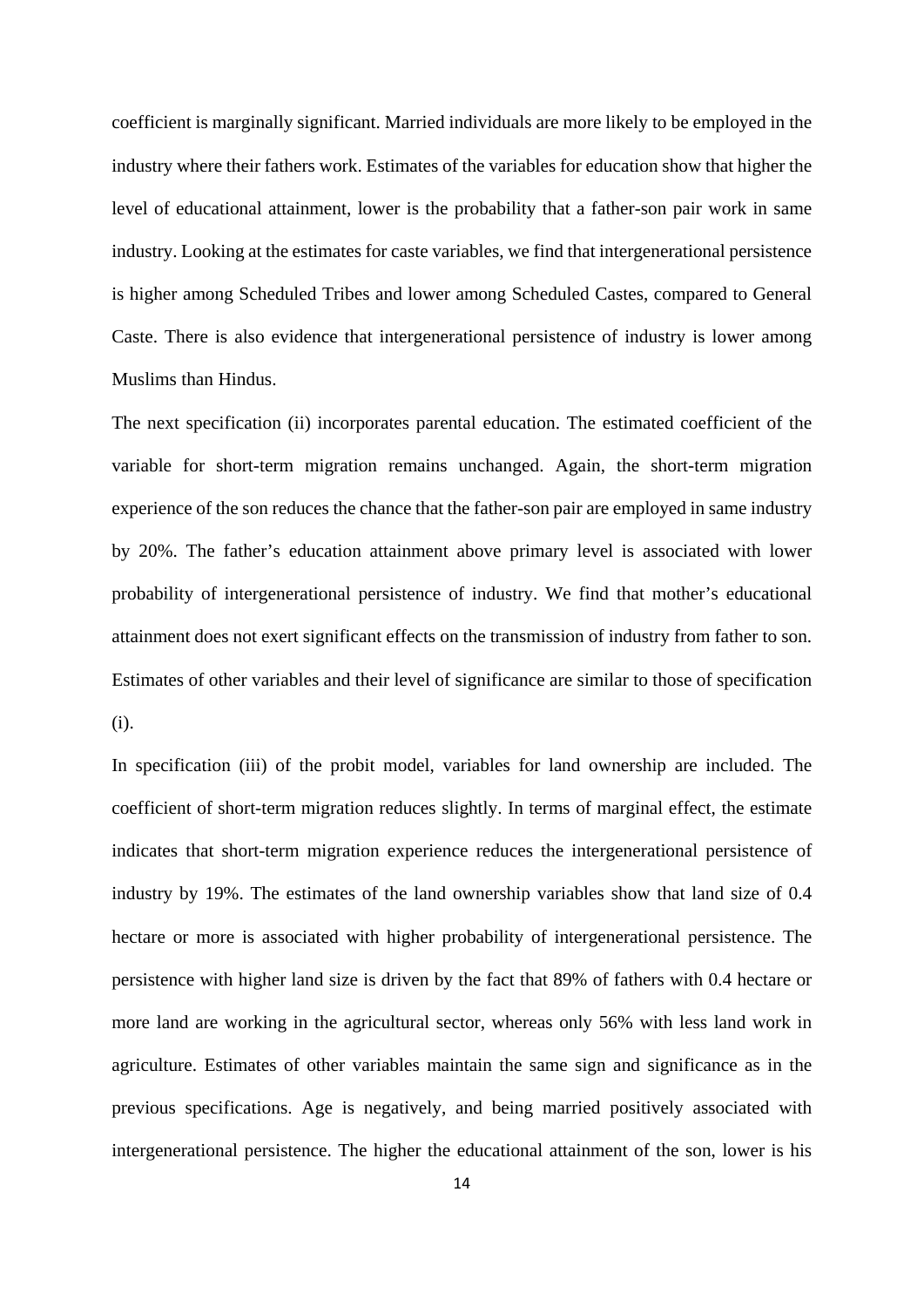coefficient is marginally significant. Married individuals are more likely to be employed in the industry where their fathers work. Estimates of the variables for education show that higher the level of educational attainment, lower is the probability that a father-son pair work in same industry. Looking at the estimates for caste variables, we find that intergenerational persistence is higher among Scheduled Tribes and lower among Scheduled Castes, compared to General Caste. There is also evidence that intergenerational persistence of industry is lower among Muslims than Hindus.

The next specification (ii) incorporates parental education. The estimated coefficient of the variable for short-term migration remains unchanged. Again, the short-term migration experience of the son reduces the chance that the father-son pair are employed in same industry by 20%. The father's education attainment above primary level is associated with lower probability of intergenerational persistence of industry. We find that mother's educational attainment does not exert significant effects on the transmission of industry from father to son. Estimates of other variables and their level of significance are similar to those of specification (i).

In specification (iii) of the probit model, variables for land ownership are included. The coefficient of short-term migration reduces slightly. In terms of marginal effect, the estimate indicates that short-term migration experience reduces the intergenerational persistence of industry by 19%. The estimates of the land ownership variables show that land size of 0.4 hectare or more is associated with higher probability of intergenerational persistence. The persistence with higher land size is driven by the fact that 89% of fathers with 0.4 hectare or more land are working in the agricultural sector, whereas only 56% with less land work in agriculture. Estimates of other variables maintain the same sign and significance as in the previous specifications. Age is negatively, and being married positively associated with intergenerational persistence. The higher the educational attainment of the son, lower is his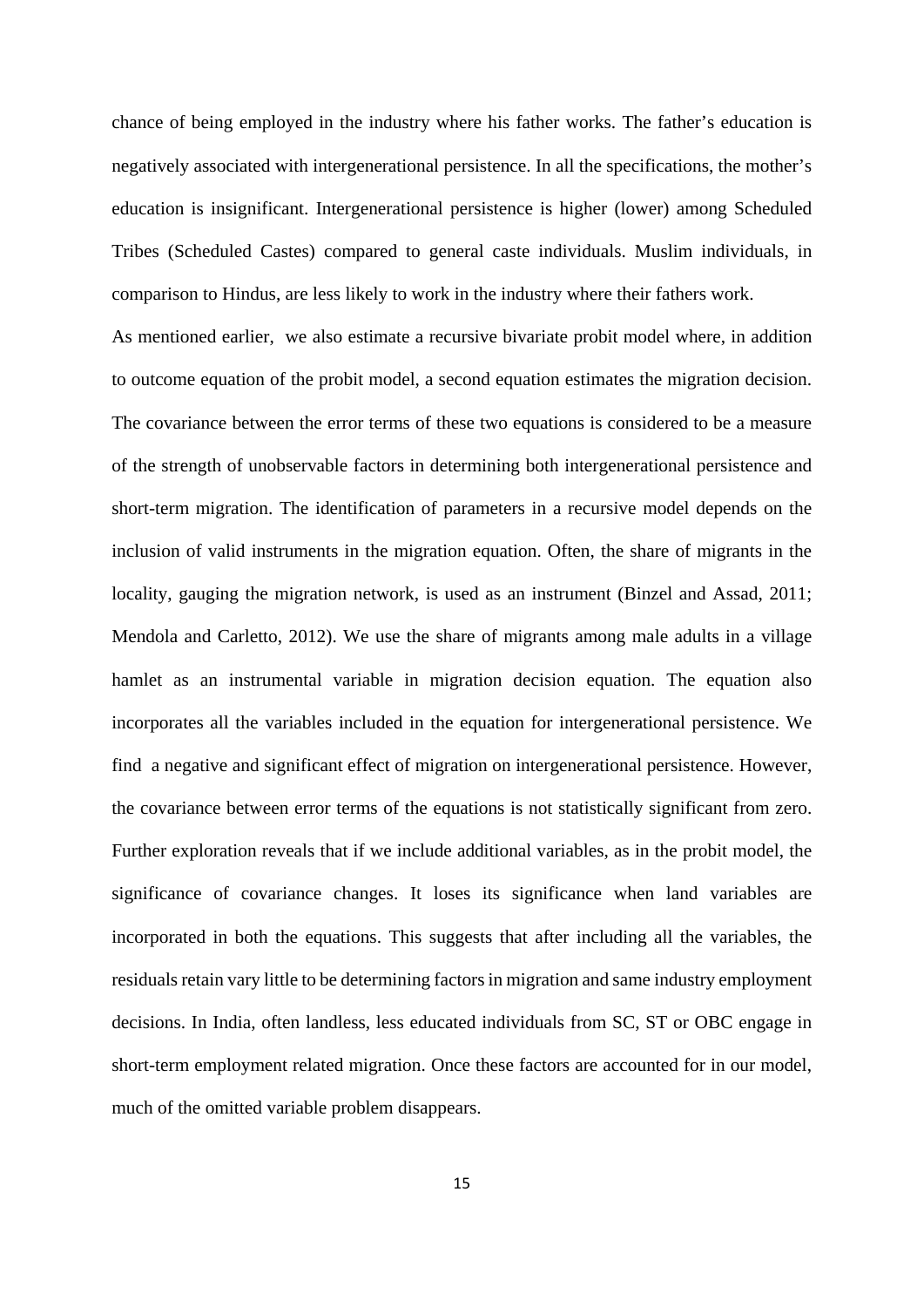chance of being employed in the industry where his father works. The father's education is negatively associated with intergenerational persistence. In all the specifications, the mother's education is insignificant. Intergenerational persistence is higher (lower) among Scheduled Tribes (Scheduled Castes) compared to general caste individuals. Muslim individuals, in comparison to Hindus, are less likely to work in the industry where their fathers work.

As mentioned earlier, we also estimate a recursive bivariate probit model where, in addition to outcome equation of the probit model, a second equation estimates the migration decision. The covariance between the error terms of these two equations is considered to be a measure of the strength of unobservable factors in determining both intergenerational persistence and short-term migration. The identification of parameters in a recursive model depends on the inclusion of valid instruments in the migration equation. Often, the share of migrants in the locality, gauging the migration network, is used as an instrument (Binzel and Assad, 2011; Mendola and Carletto, 2012). We use the share of migrants among male adults in a village hamlet as an instrumental variable in migration decision equation. The equation also incorporates all the variables included in the equation for intergenerational persistence. We find a negative and significant effect of migration on intergenerational persistence. However, the covariance between error terms of the equations is not statistically significant from zero. Further exploration reveals that if we include additional variables, as in the probit model, the significance of covariance changes. It loses its significance when land variables are incorporated in both the equations. This suggests that after including all the variables, the residuals retain vary little to be determining factors in migration and same industry employment decisions. In India, often landless, less educated individuals from SC, ST or OBC engage in short-term employment related migration. Once these factors are accounted for in our model, much of the omitted variable problem disappears.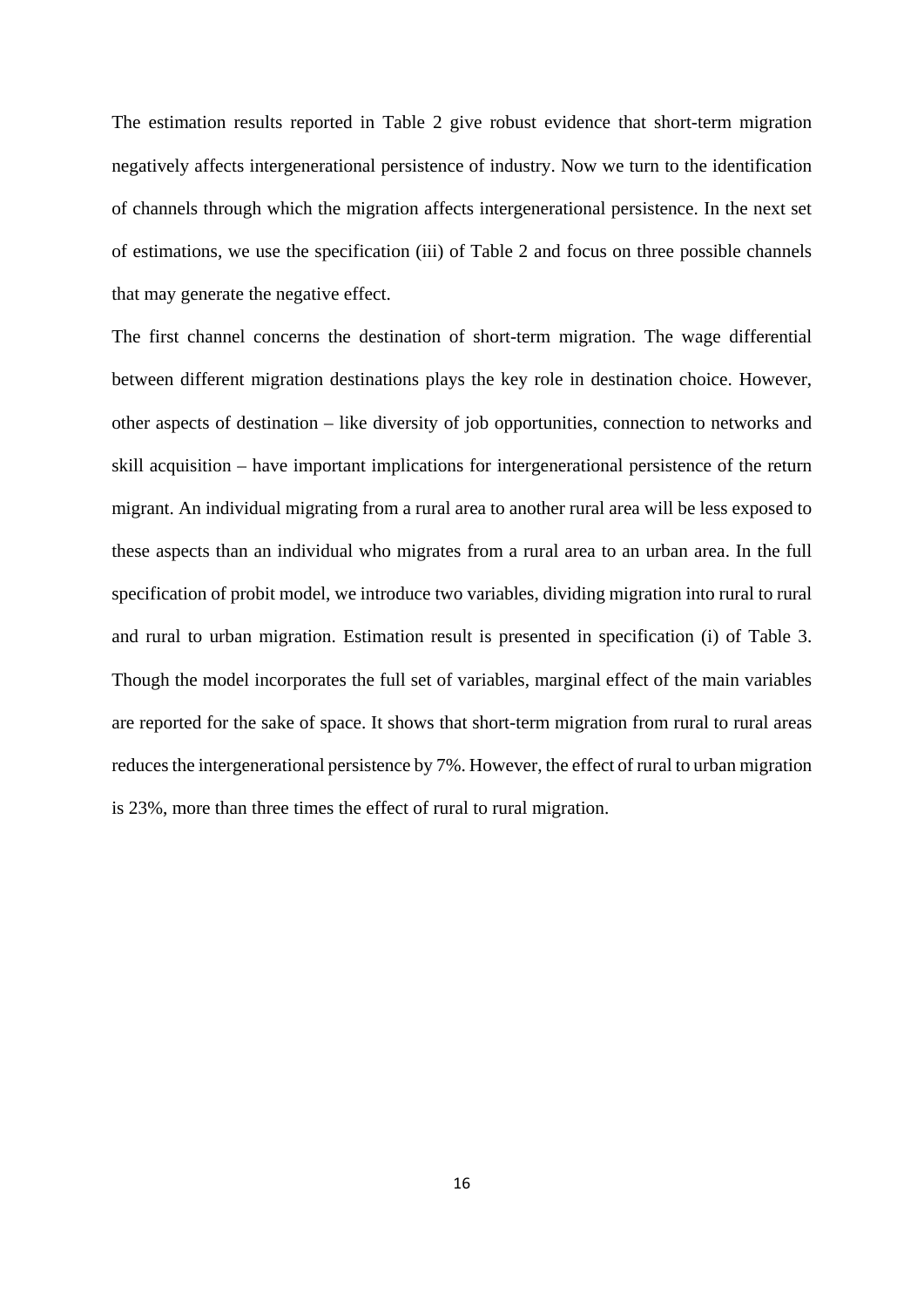The estimation results reported in Table 2 give robust evidence that short-term migration negatively affects intergenerational persistence of industry. Now we turn to the identification of channels through which the migration affects intergenerational persistence. In the next set of estimations, we use the specification (iii) of Table 2 and focus on three possible channels that may generate the negative effect.

The first channel concerns the destination of short-term migration. The wage differential between different migration destinations plays the key role in destination choice. However, other aspects of destination – like diversity of job opportunities, connection to networks and skill acquisition – have important implications for intergenerational persistence of the return migrant. An individual migrating from a rural area to another rural area will be less exposed to these aspects than an individual who migrates from a rural area to an urban area. In the full specification of probit model, we introduce two variables, dividing migration into rural to rural and rural to urban migration. Estimation result is presented in specification (i) of Table 3. Though the model incorporates the full set of variables, marginal effect of the main variables are reported for the sake of space. It shows that short-term migration from rural to rural areas reduces the intergenerational persistence by 7%. However, the effect of rural to urban migration is 23%, more than three times the effect of rural to rural migration.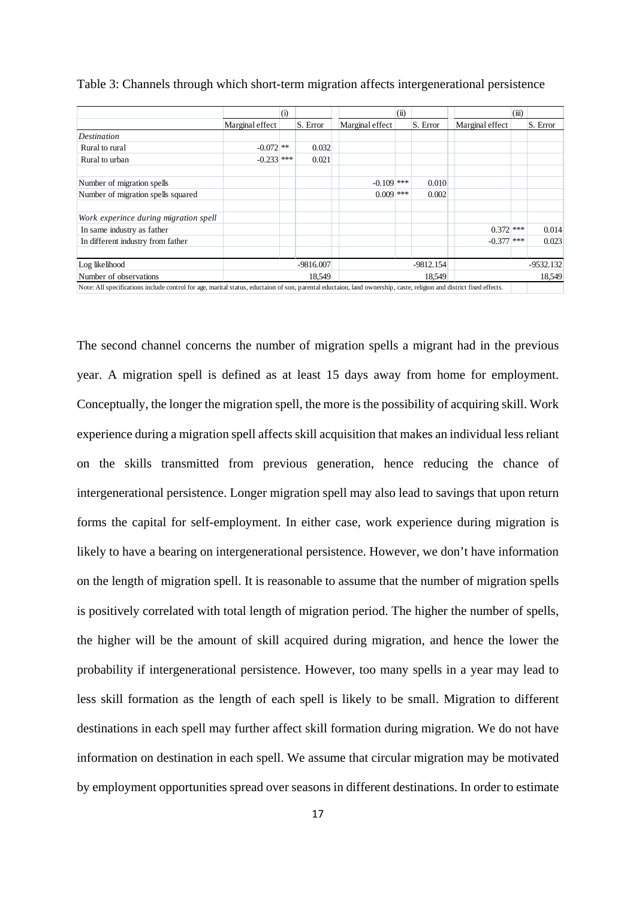Table 3: Channels through which short-term migration affects intergenerational persistence

| | (i) | | | (ii) | | | (iii) | | |
|---|---|---|---|---|---|---|---|---|---|
| | Marginal effect | | S. Error | Marginal effect | | S. Error | Marginal effect | | S. Error |
| *Destination* | | | | | | | | | |
| Rural to rural | -0.072 | ** | 0.032 | | | | | | |
| Rural to urban | -0.233 | *** | 0.021 | | | | | | |
| Number of migration spells | | | | -0.109 | *** | 0.010 | | | |
| Number of migration spells squared | | | | 0.009 | *** | 0.002 | | | |
| *Work experince during migration spell* | | | | | | | | | |
| In same industry as father | | | | | | | 0.372 | *** | 0.014 |
| In different industry from father | | | | | | | -0.377 | *** | 0.023 |
| Log likelihood | | | -9816.007 | | | -9812.154 | | | -9532.132 |
| Number of observations | | | 18,549 | | | 18,549 | | | 18,549 |

Note: All specifications include control for age, marital status, eductaion of son, parental eductaion, land ownership, caste, religion and district fixed effects.

The second channel concerns the number of migration spells a migrant had in the previous year. A migration spell is defined as at least 15 days away from home for employment. Conceptually, the longer the migration spell, the more is the possibility of acquiring skill. Work experience during a migration spell affects skill acquisition that makes an individual less reliant on the skills transmitted from previous generation, hence reducing the chance of intergenerational persistence. Longer migration spell may also lead to savings that upon return forms the capital for self-employment. In either case, work experience during migration is likely to have a bearing on intergenerational persistence. However, we don't have information on the length of migration spell. It is reasonable to assume that the number of migration spells is positively correlated with total length of migration period. The higher the number of spells, the higher will be the amount of skill acquired during migration, and hence the lower the probability if intergenerational persistence. However, too many spells in a year may lead to less skill formation as the length of each spell is likely to be small. Migration to different destinations in each spell may further affect skill formation during migration. We do not have information on destination in each spell. We assume that circular migration may be motivated by employment opportunities spread over seasons in different destinations. In order to estimate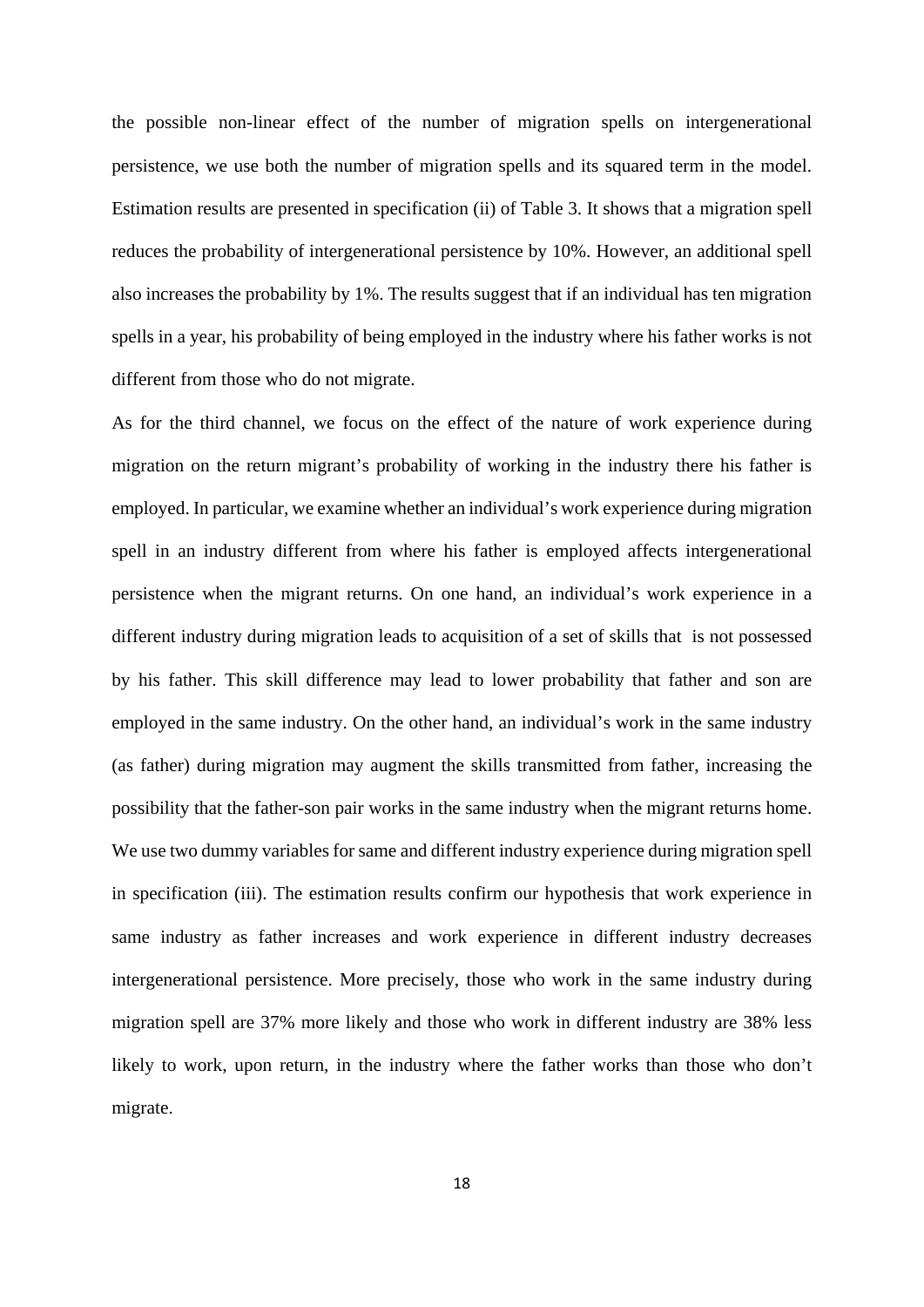the possible non-linear effect of the number of migration spells on intergenerational persistence, we use both the number of migration spells and its squared term in the model. Estimation results are presented in specification (ii) of Table 3. It shows that a migration spell reduces the probability of intergenerational persistence by 10%. However, an additional spell also increases the probability by 1%. The results suggest that if an individual has ten migration spells in a year, his probability of being employed in the industry where his father works is not different from those who do not migrate.

As for the third channel, we focus on the effect of the nature of work experience during migration on the return migrant's probability of working in the industry there his father is employed. In particular, we examine whether an individual's work experience during migration spell in an industry different from where his father is employed affects intergenerational persistence when the migrant returns. On one hand, an individual's work experience in a different industry during migration leads to acquisition of a set of skills that is not possessed by his father. This skill difference may lead to lower probability that father and son are employed in the same industry. On the other hand, an individual's work in the same industry (as father) during migration may augment the skills transmitted from father, increasing the possibility that the father-son pair works in the same industry when the migrant returns home. We use two dummy variables for same and different industry experience during migration spell in specification (iii). The estimation results confirm our hypothesis that work experience in same industry as father increases and work experience in different industry decreases intergenerational persistence. More precisely, those who work in the same industry during migration spell are 37% more likely and those who work in different industry are 38% less likely to work, upon return, in the industry where the father works than those who don't migrate.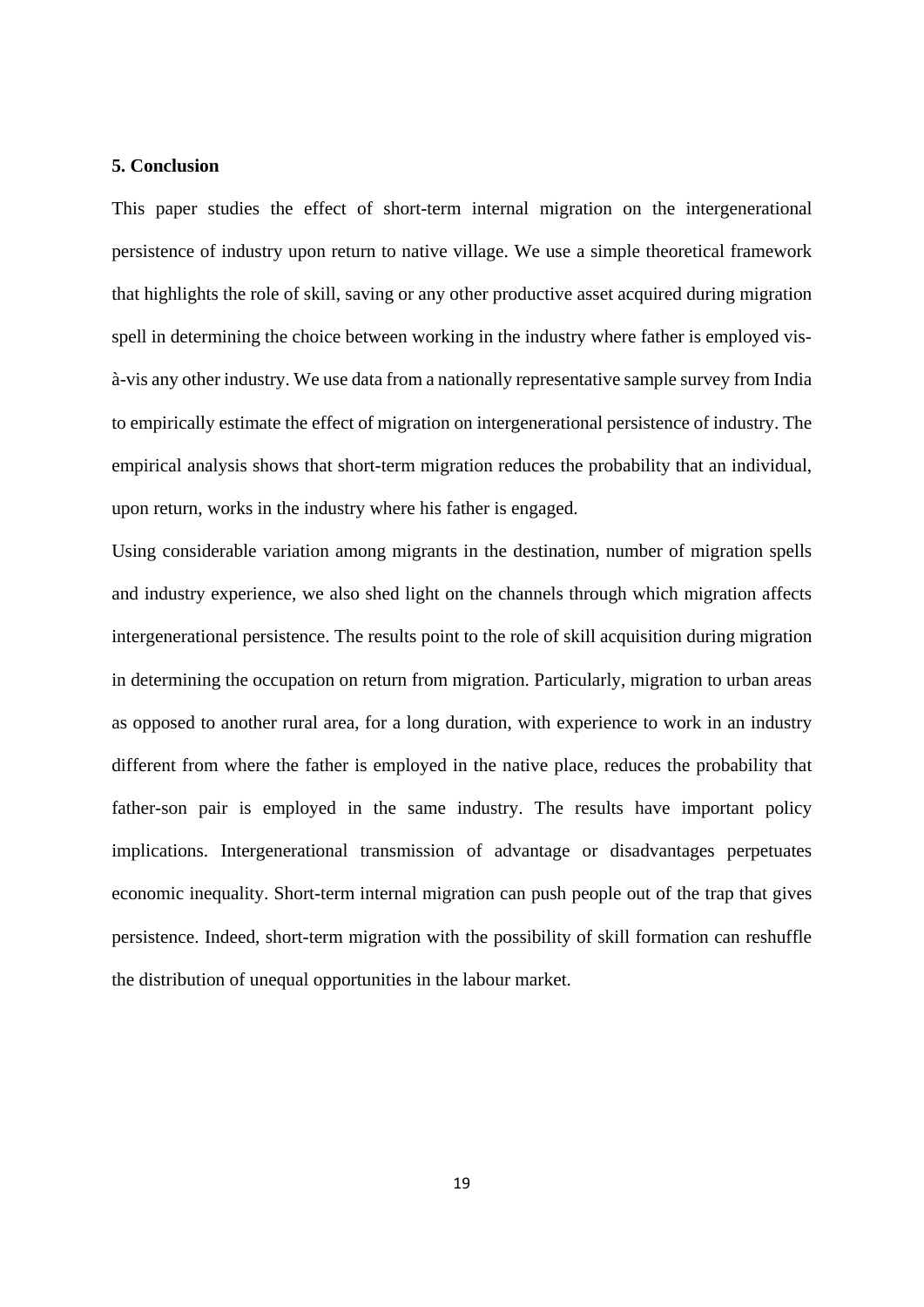## 5. Conclusion

This paper studies the effect of short-term internal migration on the intergenerational persistence of industry upon return to native village. We use a simple theoretical framework that highlights the role of skill, saving or any other productive asset acquired during migration spell in determining the choice between working in the industry where father is employed vis-à-vis any other industry. We use data from a nationally representative sample survey from India to empirically estimate the effect of migration on intergenerational persistence of industry. The empirical analysis shows that short-term migration reduces the probability that an individual, upon return, works in the industry where his father is engaged.

Using considerable variation among migrants in the destination, number of migration spells and industry experience, we also shed light on the channels through which migration affects intergenerational persistence. The results point to the role of skill acquisition during migration in determining the occupation on return from migration. Particularly, migration to urban areas as opposed to another rural area, for a long duration, with experience to work in an industry different from where the father is employed in the native place, reduces the probability that father-son pair is employed in the same industry. The results have important policy implications. Intergenerational transmission of advantage or disadvantages perpetuates economic inequality. Short-term internal migration can push people out of the trap that gives persistence. Indeed, short-term migration with the possibility of skill formation can reshuffle the distribution of unequal opportunities in the labour market.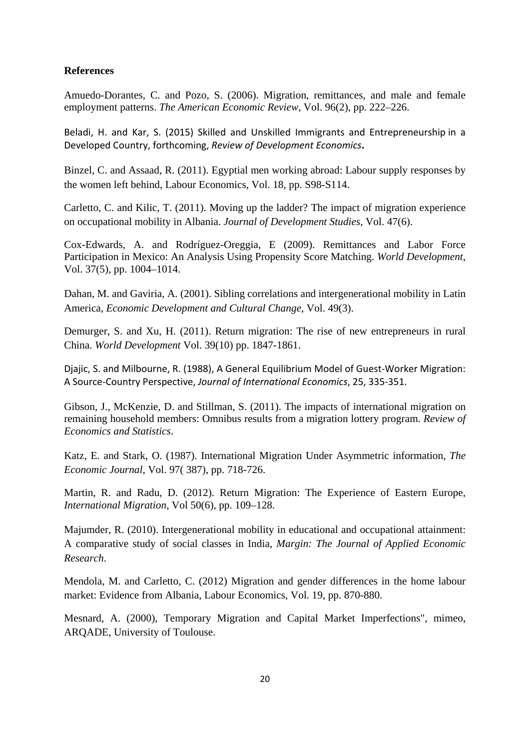**References**

Amuedo-Dorantes, C. and Pozo, S. (2006). Migration, remittances, and male and female employment patterns. *The American Economic Review*, Vol. 96(2), pp. 222–226.

Beladi, H. and Kar, S. (2015) Skilled and Unskilled Immigrants and Entrepreneurship in a Developed Country, forthcoming, *Review of Development Economics***.**

Binzel, C. and Assaad, R. (2011). Egyptial men working abroad: Labour supply responses by the women left behind, Labour Economics, Vol. 18, pp. S98-S114.

Carletto, C. and Kilic, T. (2011). Moving up the ladder? The impact of migration experience on occupational mobility in Albania. *Journal of Development Studies*, Vol. 47(6).

Cox-Edwards, A. and Rodríguez-Oreggia, E (2009). Remittances and Labor Force Participation in Mexico: An Analysis Using Propensity Score Matching. *World Development*, Vol. 37(5), pp. 1004–1014.

Dahan, M. and Gaviria, A. (2001). Sibling correlations and intergenerational mobility in Latin America, *Economic Development and Cultural Change*, Vol. 49(3).

Demurger, S. and Xu, H. (2011). Return migration: The rise of new entrepreneurs in rural China. *World Development* Vol. 39(10) pp. 1847-1861.

Djajic, S. and Milbourne, R. (1988), A General Equilibrium Model of Guest-Worker Migration: A Source-Country Perspective, *Journal of International Economics*, 25, 335-351.

Gibson, J., McKenzie, D. and Stillman, S. (2011). The impacts of international migration on remaining household members: Omnibus results from a migration lottery program. *Review of Economics and Statistics*.

Katz, E. and Stark, O. (1987). International Migration Under Asymmetric information, *The Economic Journal*, Vol. 97( 387), pp. 718-726.

Martin, R. and Radu, D. (2012). Return Migration: The Experience of Eastern Europe, *International Migration*, Vol 50(6), pp. 109–128.

Majumder, R. (2010). Intergenerational mobility in educational and occupational attainment: A comparative study of social classes in India, *Margin: The Journal of Applied Economic Research*.

Mendola, M. and Carletto, C. (2012) Migration and gender differences in the home labour market: Evidence from Albania, Labour Economics, Vol. 19, pp. 870-880.

Mesnard, A. (2000), Temporary Migration and Capital Market Imperfections", mimeo, ARQADE, University of Toulouse.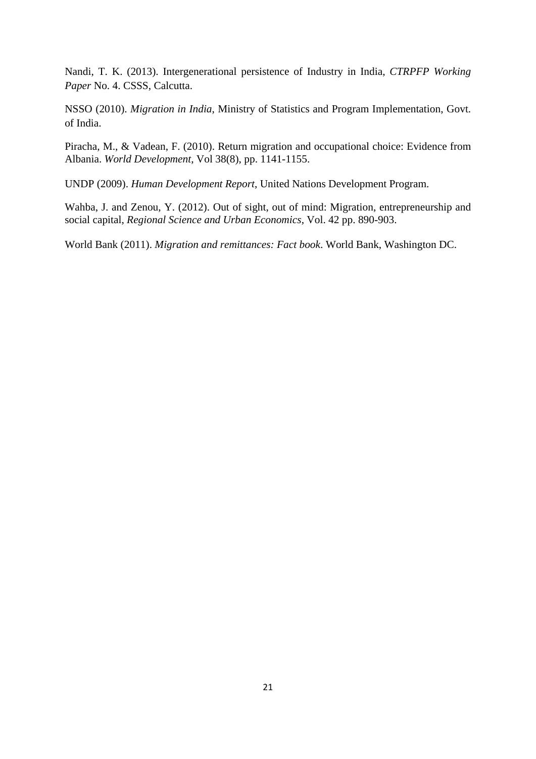Nandi, T. K. (2013). Intergenerational persistence of Industry in India, *CTRPFP Working Paper* No. 4. CSSS, Calcutta.

NSSO (2010). *Migration in India*, Ministry of Statistics and Program Implementation, Govt. of India.

Piracha, M., & Vadean, F. (2010). Return migration and occupational choice: Evidence from Albania. *World Development*, Vol 38(8), pp. 1141-1155.

UNDP (2009). *Human Development Report*, United Nations Development Program.

Wahba, J. and Zenou, Y. (2012). Out of sight, out of mind: Migration, entrepreneurship and social capital, *Regional Science and Urban Economics*, Vol. 42 pp. 890-903.

World Bank (2011). *Migration and remittances: Fact book*. World Bank, Washington DC.